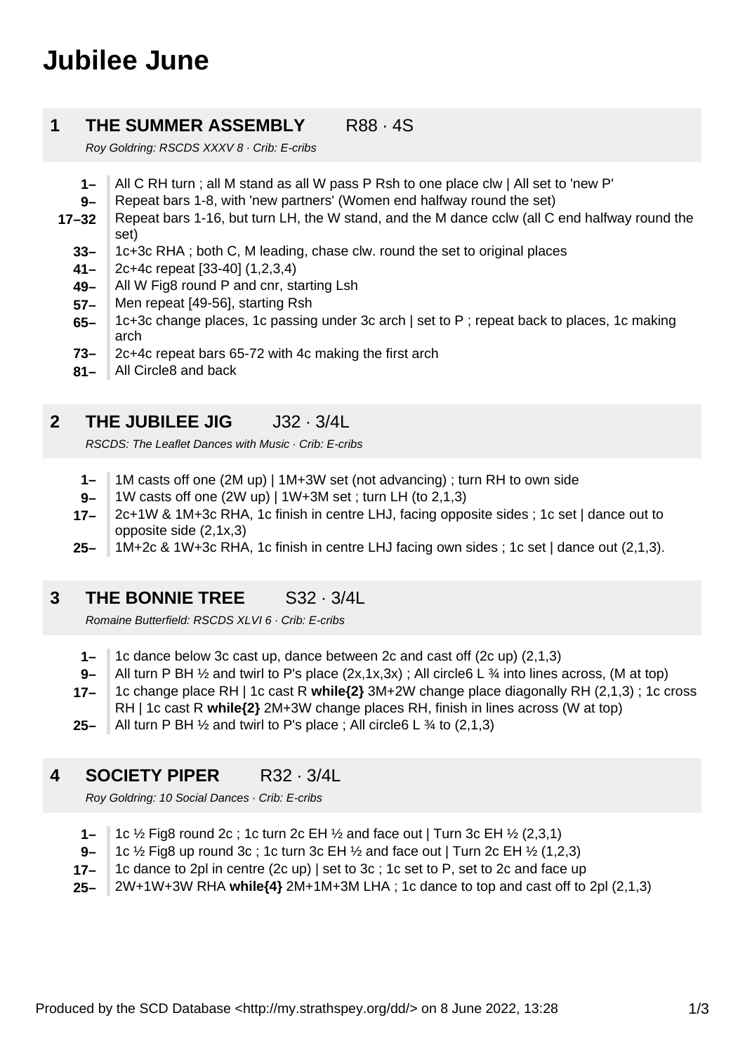# Jubilee June

## 1 THE SUMMER ASSEMBLY R88 · 4S

*Roy Goldring: RSCDS XXXV 8 · Crib: E-cribs*

| | |
|---|---|
| **1–** | All C RH turn ; all M stand as all W pass P Rsh to one place clw \| All set to 'new P' |
| **9–** | Repeat bars 1-8, with 'new partners' (Women end halfway round the set) |
| **17–32** | Repeat bars 1-16, but turn LH, the W stand, and the M dance cclw (all C end halfway round the set) |
| **33–** | 1c+3c RHA ; both C, M leading, chase clw. round the set to original places |
| **41–** | 2c+4c repeat [33-40] (1,2,3,4) |
| **49–** | All W Fig8 round P and cnr, starting Lsh |
| **57–** | Men repeat [49-56], starting Rsh |
| **65–** | 1c+3c change places, 1c passing under 3c arch \| set to P ; repeat back to places, 1c making arch |
| **73–** | 2c+4c repeat bars 65-72 with 4c making the first arch |
| **81–** | All Circle8 and back |

## 2 THE JUBILEE JIG J32 · 3/4L

*RSCDS: The Leaflet Dances with Music · Crib: E-cribs*

| | |
|---|---|
| **1–** | 1M casts off one (2M up) \| 1M+3W set (not advancing) ; turn RH to own side |
| **9–** | 1W casts off one (2W up) \| 1W+3M set ; turn LH (to 2,1,3) |
| **17–** | 2c+1W & 1M+3c RHA, 1c finish in centre LHJ, facing opposite sides ; 1c set \| dance out to opposite side (2,1x,3) |
| **25–** | 1M+2c & 1W+3c RHA, 1c finish in centre LHJ facing own sides ; 1c set \| dance out (2,1,3). |

## 3 THE BONNIE TREE S32 · 3/4L

*Romaine Butterfield: RSCDS XLVI 6 · Crib: E-cribs*

| | |
|---|---|
| **1–** | 1c dance below 3c cast up, dance between 2c and cast off (2c up) (2,1,3) |
| **9–** | All turn P BH ½ and twirl to P's place (2x,1x,3x) ; All circle6 L ¾ into lines across, (M at top) |
| **17–** | 1c change place RH \| 1c cast R **while{2}** 3M+2W change place diagonally RH (2,1,3) ; 1c cross RH \| 1c cast R **while{2}** 2M+3W change places RH, finish in lines across (W at top) |
| **25–** | All turn P BH ½ and twirl to P's place ; All circle6 L ¾ to (2,1,3) |

## 4 SOCIETY PIPER R32 · 3/4L

*Roy Goldring: 10 Social Dances · Crib: E-cribs*

| | |
|---|---|
| **1–** | 1c ½ Fig8 round 2c ; 1c turn 2c EH ½ and face out \| Turn 3c EH ½ (2,3,1) |
| **9–** | 1c ½ Fig8 up round 3c ; 1c turn 3c EH ½ and face out \| Turn 2c EH ½ (1,2,3) |
| **17–** | 1c dance to 2pl in centre (2c up) \| set to 3c ; 1c set to P, set to 2c and face up |
| **25–** | 2W+1W+3W RHA **while{4}** 2M+1M+3M LHA ; 1c dance to top and cast off to 2pl (2,1,3) |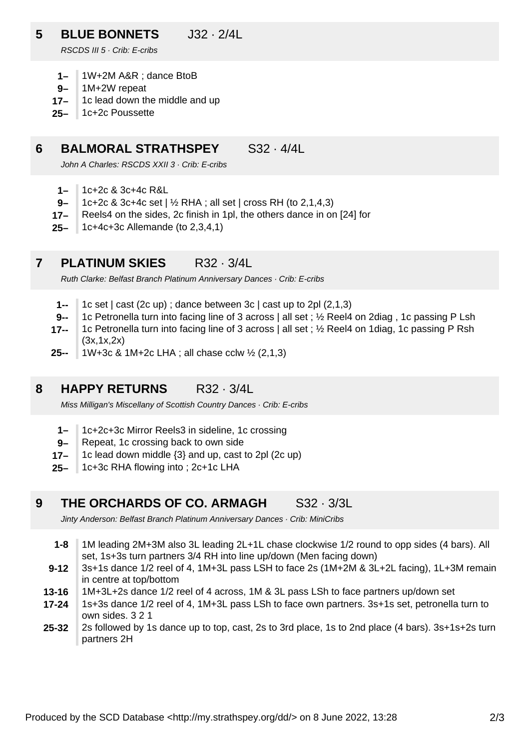## 5 BLUE BONNETS J32 · 2/4L

*RSCDS III 5 · Crib: E-cribs*

- **1–** 1W+2M A&R ; dance BtoB
- **9–** 1M+2W repeat
- **17–** 1c lead down the middle and up
- **25–** 1c+2c Poussette

## 6 BALMORAL STRATHSPEY S32 · 4/4L

*John A Charles: RSCDS XXII 3 · Crib: E-cribs*

- **1–** 1c+2c & 3c+4c R&L
- **9–** 1c+2c & 3c+4c set | ½ RHA ; all set | cross RH (to 2,1,4,3)
- **17–** Reels4 on the sides, 2c finish in 1pl, the others dance in on [24] for
- **25–** 1c+4c+3c Allemande (to 2,3,4,1)

## 7 PLATINUM SKIES R32 · 3/4L

*Ruth Clarke: Belfast Branch Platinum Anniversary Dances · Crib: E-cribs*

- **1--** 1c set | cast (2c up) ; dance between 3c | cast up to 2pl (2,1,3)
- **9--** 1c Petronella turn into facing line of 3 across | all set ; ½ Reel4 on 2diag , 1c passing P Lsh
- **17--** 1c Petronella turn into facing line of 3 across | all set ; ½ Reel4 on 1diag, 1c passing P Rsh (3x,1x,2x)
- **25--** 1W+3c & 1M+2c LHA ; all chase cclw ½ (2,1,3)

## 8 HAPPY RETURNS R32 · 3/4L

*Miss Milligan's Miscellany of Scottish Country Dances · Crib: E-cribs*

- **1–** 1c+2c+3c Mirror Reels3 in sideline, 1c crossing
- **9–** Repeat, 1c crossing back to own side
- **17–** 1c lead down middle {3} and up, cast to 2pl (2c up)
- **25–** 1c+3c RHA flowing into ; 2c+1c LHA

## 9 THE ORCHARDS OF CO. ARMAGH S32 · 3/3L

*Jinty Anderson: Belfast Branch Platinum Anniversary Dances · Crib: MiniCribs*

- **1-8** 1M leading 2M+3M also 3L leading 2L+1L chase clockwise 1/2 round to opp sides (4 bars). All set, 1s+3s turn partners 3/4 RH into line up/down (Men facing down)
- **9-12** 3s+1s dance 1/2 reel of 4, 1M+3L pass LSH to face 2s (1M+2M & 3L+2L facing), 1L+3M remain in centre at top/bottom
- **13-16** 1M+3L+2s dance 1/2 reel of 4 across, 1M & 3L pass LSh to face partners up/down set
- **17-24** 1s+3s dance 1/2 reel of 4, 1M+3L pass LSh to face own partners. 3s+1s set, petronella turn to own sides. 3 2 1
- **25-32** 2s followed by 1s dance up to top, cast, 2s to 3rd place, 1s to 2nd place (4 bars). 3s+1s+2s turn partners 2H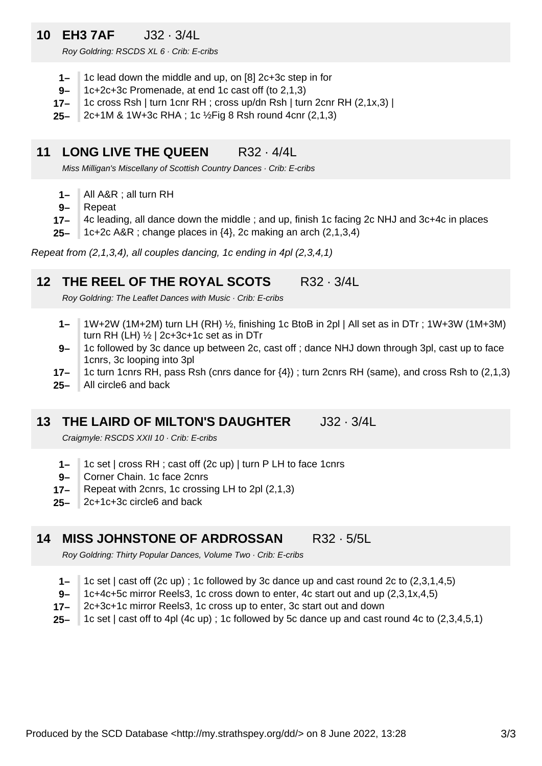## 10 EH3 7AF J32 · 3/4L

*Roy Goldring: RSCDS XL 6 · Crib: E-cribs*

- **1–** 1c lead down the middle and up, on [8] 2c+3c step in for
- **9–** 1c+2c+3c Promenade, at end 1c cast off (to 2,1,3)
- **17–** 1c cross Rsh | turn 1cnr RH ; cross up/dn Rsh | turn 2cnr RH (2,1x,3) |
- **25–** 2c+1M & 1W+3c RHA ; 1c ½Fig 8 Rsh round 4cnr (2,1,3)

## 11 LONG LIVE THE QUEEN R32 · 4/4L

*Miss Milligan's Miscellany of Scottish Country Dances · Crib: E-cribs*

- **1–** All A&R ; all turn RH
- **9–** Repeat
- **17–** 4c leading, all dance down the middle ; and up, finish 1c facing 2c NHJ and 3c+4c in places
- **25–** 1c+2c A&R ; change places in {4}, 2c making an arch (2,1,3,4)

*Repeat from (2,1,3,4), all couples dancing, 1c ending in 4pl (2,3,4,1)*

## 12 THE REEL OF THE ROYAL SCOTS R32 · 3/4L

*Roy Goldring: The Leaflet Dances with Music · Crib: E-cribs*

- **1–** 1W+2W (1M+2M) turn LH (RH) ½, finishing 1c BtoB in 2pl | All set as in DTr ; 1W+3W (1M+3M) turn RH (LH) ½ | 2c+3c+1c set as in DTr
- **9–** 1c followed by 3c dance up between 2c, cast off ; dance NHJ down through 3pl, cast up to face 1cnrs, 3c looping into 3pl
- **17–** 1c turn 1cnrs RH, pass Rsh (cnrs dance for {4}) ; turn 2cnrs RH (same), and cross Rsh to (2,1,3)
- **25–** All circle6 and back

## 13 THE LAIRD OF MILTON'S DAUGHTER J32 · 3/4L

*Craigmyle: RSCDS XXII 10 · Crib: E-cribs*

- **1–** 1c set | cross RH ; cast off (2c up) | turn P LH to face 1cnrs
- **9–** Corner Chain. 1c face 2cnrs
- **17–** Repeat with 2cnrs, 1c crossing LH to 2pl (2,1,3)
- **25–** 2c+1c+3c circle6 and back

## 14 MISS JOHNSTONE OF ARDROSSAN R32 · 5/5L

*Roy Goldring: Thirty Popular Dances, Volume Two · Crib: E-cribs*

- **1–** 1c set | cast off (2c up) ; 1c followed by 3c dance up and cast round 2c to (2,3,1,4,5)
- **9–** 1c+4c+5c mirror Reels3, 1c cross down to enter, 4c start out and up (2,3,1x,4,5)
- **17–** 2c+3c+1c mirror Reels3, 1c cross up to enter, 3c start out and down
- **25–** 1c set | cast off to 4pl (4c up) ; 1c followed by 5c dance up and cast round 4c to (2,3,4,5,1)

Produced by the SCD Database <http://my.strathspey.org/dd/> on 8 June 2022, 13:28